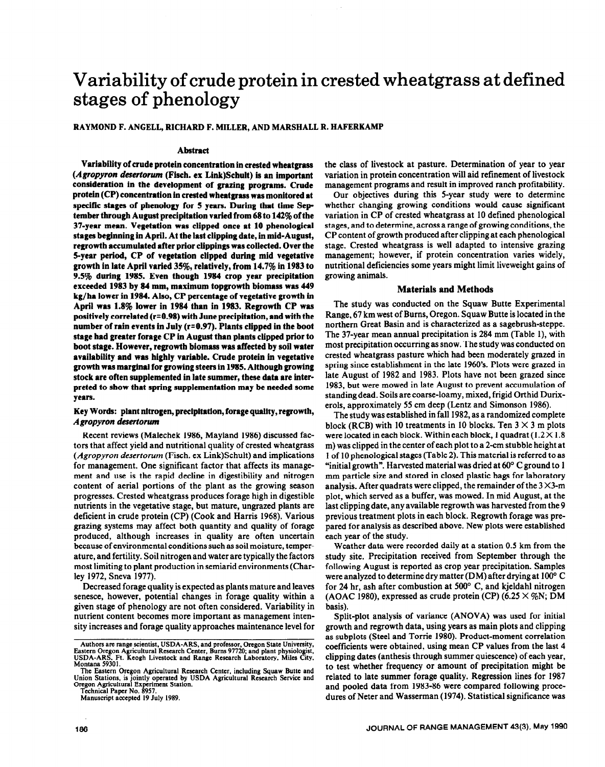# Variability of crude protein in crested wheatgrass at defined stages of phenology

RAYMOND F. ANGELL, RICHARD F. MILLER, AND MARSHALL R. HAFERKAMP

## Abstract

**Variability of crude protein concentration in crested wheatgrass (*Agropyron desertorum* (Fisch. ex Link)Schult) is an important consideration in the development of grazing programs. Crude protein (CP) concentration in crested wheatgrass was monitored at specific stages of phenology for 5 years. During that time September through August precipitation varied from 68 to 142% of the 37-year mean. Vegetation was clipped once at 10 phenological stages beginning in April. At the last clipping date, in mid-August, regrowth accumulated after prior clippings was collected. Over the 5-year period, CP of vegetation clipped during mid vegetative growth in late April varied 35%, relatively, from 14.7% in 1983 to 9.5% during 1985. Even though 1984 crop year precipitation exceeded 1983 by 84 mm, maximum topgrowth biomass was 449 kg/ha lower in 1984. Also, CP percentage of vegetative growth in April was 1.8% lower in 1984 than in 1983. Regrowth CP was positively correlated (r=0.98) with June precipitation, and with the number of rain events in July (r=0.97). Plants clipped in the boot stage had greater forage CP in August than plants clipped prior to boot stage. However, regrowth biomass was affected by soil water availability and was highly variable. Crude protein in vegetative growth was marginal for growing steers in 1985. Although growing stock are often supplemented in late summer, these data are interpreted to show that spring supplementation may be needed some years.**

**Key Words: plant nitrogen, precipitation, forage quality, regrowth, *Agropyron desertorum***

Recent reviews (Malechek 1986, Mayland 1986) discussed factors that affect yield and nutritional quality of crested wheatgrass (*Agropyron desertorum* (Fisch. ex Link)Schult) and implications for management. One significant factor that affects its management and use is the rapid decline in digestibility and nitrogen content of aerial portions of the plant as the growing season progresses. Crested wheatgrass produces forage high in digestible nutrients in the vegetative stage, but mature, ungrazed plants are deficient in crude protein (CP) (Cook and Harris 1968). Various grazing systems may affect both quantity and quality of forage produced, although increases in quality are often uncertain because of environmental conditions such as soil moisture, temperature, and fertility. Soil nitrogen and water are typically the factors most limiting to plant production in semiarid environments (Charley 1972, Sneva 1977).

Decreased forage quality is expected as plants mature and leaves senesce, however, potential changes in forage quality within a given stage of phenology are not often considered. Variability in nutrient content becomes more important as management intensity increases and forage quality approaches maintenance level for the class of livestock at pasture. Determination of year to year variation in protein concentration will aid refinement of livestock management programs and result in improved ranch profitability.

Our objectives during this 5-year study were to determine whether changing growing conditions would cause significant variation in CP of crested wheatgrass at 10 defined phenological stages, and to determine, across a range of growing conditions, the CP content of growth produced after clipping at each phenological stage. Crested wheatgrass is well adapted to intensive grazing management; however, if protein concentration varies widely, nutritional deficiencies some years might limit liveweight gains of growing animals.

Authors are range scientist, USDA-ARS, and professor, Oregon State University, Eastern Oregon Agricultural Research Center, Burns 97720; and plant physiologist, USDA-ARS, Ft. Keogh Livestock and Range Research Laboratory, Miles City, Montana 59301.

The Eastern Oregon Agricultural Research Center, including Squaw Butte and Union Stations, is jointly operated by USDA Agricultural Research Service and Oregon Agricultural Experiment Station.

Technical Paper No. 8957.

Manuscript accepted 19 July 1989.

## Materials and Methods

The study was conducted on the Squaw Butte Experimental Range, 67 km west of Burns, Oregon. Squaw Butte is located in the northern Great Basin and is characterized as a sagebrush-steppe. The 37-year mean annual precipitation is 284 mm (Table 1), with most precipitation occurring as snow. The study was conducted on crested wheatgrass pasture which had been moderately grazed in spring since establishment in the late 1960's. Plots were grazed in late August of 1982 and 1983. Plots have not been grazed since 1983, but were mowed in late August to prevent accumulation of standing dead. Soils are coarse-loamy, mixed, frigid Orthid Durixerols, approximately 55 cm deep (Lentz and Simonson 1986).

The study was established in fall 1982, as a randomized complete block (RCB) with 10 treatments in 10 blocks. Ten 3 × 3 m plots were located in each block. Within each block, 1 quadrat (1.2 × 1.8 m) was clipped in the center of each plot to a 2-cm stubble height at 1 of 10 phenological stages (Table 2). This material is referred to as "initial growth". Harvested material was dried at 60° C ground to 1 mm particle size and stored in closed plastic bags for laboratory analysis. After quadrats were clipped, the remainder of the 3 ×3-m plot, which served as a buffer, was mowed. In mid August, at the last clipping date, any available regrowth was harvested from the 9 previous treatment plots in each block. Regrowth forage was prepared for analysis as described above. New plots were established each year of the study.

Weather data were recorded daily at a station 0.5 km from the study site. Precipitation received from September through the following August is reported as crop year precipitation. Samples were analyzed to determine dry matter (DM) after drying at 100° C for 24 hr, ash after combustion at 500° C, and kjeldahl nitrogen (AOAC 1980), expressed as crude protein (CP) (6.25 × %N; DM basis).

Split-plot analysis of variance (ANOVA) was used for initial growth and regrowth data, using years as main plots and clipping as subplots (Steel and Torrie 1980). Product-moment correlation coefficients were obtained, using mean CP values from the last 4 clipping dates (anthesis through summer quiescence) of each year, to test whether frequency or amount of precipitation might be related to late summer forage quality. Regression lines for 1987 and pooled data from 1983-86 were compared following procedures of Neter and Wasserman (1974). Statistical significance was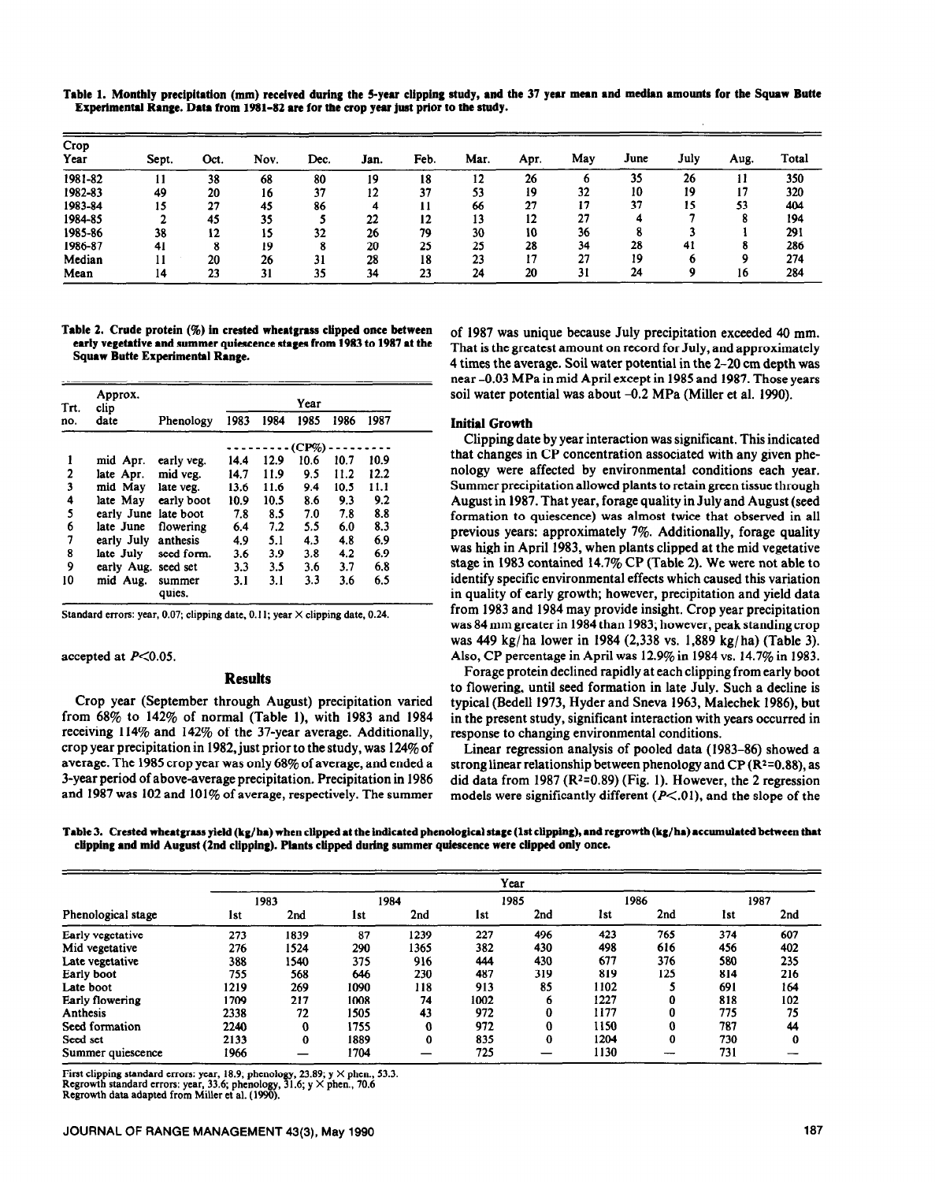**Table 1. Monthly precipitation (mm) received during the 5-year clipping study, and the 37 year mean and median amounts for the Squaw Butte Experimental Range. Data from 1981-82 are for the crop year just prior to the study.**

| Crop Year | Sept. | Oct. | Nov. | Dec. | Jan. | Feb. | Mar. | Apr. | May | June | July | Aug. | Total |
|---|---|---|---|---|---|---|---|---|---|---|---|---|---|
| 1981-82 | 11 | 38 | 68 | 80 | 19 | 18 | 12 | 26 | 6 | 35 | 26 | 11 | 350 |
| 1982-83 | 49 | 20 | 16 | 37 | 12 | 37 | 53 | 19 | 32 | 10 | 19 | 17 | 320 |
| 1983-84 | 15 | 27 | 45 | 86 | 4 | 11 | 66 | 27 | 17 | 37 | 15 | 53 | 404 |
| 1984-85 | 2 | 45 | 35 | 5 | 22 | 12 | 13 | 12 | 27 | 4 | 7 | 8 | 194 |
| 1985-86 | 38 | 12 | 15 | 32 | 26 | 79 | 30 | 10 | 36 | 8 | 3 | 1 | 291 |
| 1986-87 | 41 | 8 | 19 | 8 | 20 | 25 | 25 | 28 | 34 | 28 | 41 | 8 | 286 |
| Median | 11 | 20 | 26 | 31 | 28 | 18 | 23 | 17 | 27 | 19 | 6 | 9 | 274 |
| Mean | 14 | 23 | 31 | 35 | 34 | 23 | 24 | 20 | 31 | 24 | 9 | 16 | 284 |

**Table 2. Crude protein (%) in crested wheatgrass clipped once between early vegetative and summer quiescence stages from 1983 to 1987 at the Squaw Butte Experimental Range.**

| Trt. no. | Approx. clip date | Phenology | 1983 | 1984 | 1985 | 1986 | 1987 |
|---|---|---|---|---|---|---|---|
| | | | (CP%) | | | | |
| 1 | mid Apr. | early veg. | 14.4 | 12.9 | 10.6 | 10.7 | 10.9 |
| 2 | late Apr. | mid veg. | 14.7 | 11.9 | 9.5 | 11.2 | 12.2 |
| 3 | mid May | late veg. | 13.6 | 11.6 | 9.4 | 10.5 | 11.1 |
| 4 | late May | early boot | 10.9 | 10.5 | 8.6 | 9.3 | 9.2 |
| 5 | early June | late boot | 7.8 | 8.5 | 7.0 | 7.8 | 8.8 |
| 6 | late June | flowering | 6.4 | 7.2 | 5.5 | 6.0 | 8.3 |
| 7 | early July | anthesis | 4.9 | 5.1 | 4.3 | 4.8 | 6.9 |
| 8 | late July | seed form. | 3.6 | 3.9 | 3.8 | 4.2 | 6.9 |
| 9 | early Aug. | seed set | 3.3 | 3.5 | 3.6 | 3.7 | 6.8 |
| 10 | mid Aug. | summer quies. | 3.1 | 3.1 | 3.3 | 3.6 | 6.5 |

Standard errors: year, 0.07; clipping date, 0.11; year × clipping date, 0.24.

accepted at $P<0.05$.

## Results

Crop year (September through August) precipitation varied from 68% to 142% of normal (Table 1), with 1983 and 1984 receiving 114% and 142% of the 37-year average. Additionally, crop year precipitation in 1982, just prior to the study, was 124% of average. The 1985 crop year was only 68% of average, and ended a 3-year period of above-average precipitation. Precipitation in 1986 and 1987 was 102 and 101% of average, respectively. The summer of 1987 was unique because July precipitation exceeded 40 mm. That is the greatest amount on record for July, and approximately 4 times the average. Soil water potential in the 2–20 cm depth was near −0.03 MPa in mid April except in 1985 and 1987. Those years soil water potential was about −0.2 MPa (Miller et al. 1990).

### Initial Growth

Clipping date by year interaction was significant. This indicated that changes in CP concentration associated with any given phenology were affected by environmental conditions each year. Summer precipitation allowed plants to retain green tissue through August in 1987. That year, forage quality in July and August (seed formation to quiescence) was almost twice that observed in all previous years: approximately 7%. Additionally, forage quality was high in April 1983, when plants clipped at the mid vegetative stage in 1983 contained 14.7% CP (Table 2). We were not able to identify specific environmental effects which caused this variation in quality of early growth; however, precipitation and yield data from 1983 and 1984 may provide insight. Crop year precipitation was 84 mm greater in 1984 than 1983; however, peak standing crop was 449 kg/ha lower in 1984 (2,338 vs. 1,889 kg/ha) (Table 3). Also, CP percentage in April was 12.9% in 1984 vs. 14.7% in 1983.

Forage protein declined rapidly at each clipping from early boot to flowering, until seed formation in late July. Such a decline is typical (Bedell 1973, Hyder and Sneva 1963, Malechek 1986), but in the present study, significant interaction with years occurred in response to changing environmental conditions.

Linear regression analysis of pooled data (1983–86) showed a strong linear relationship between phenology and CP ($R^2$=0.88), as did data from 1987 ($R^2$=0.89) (Fig. 1). However, the 2 regression models were significantly different ($P<.01$), and the slope of the

**Table 3. Crested wheatgrass yield (kg/ha) when clipped at the indicated phenological stage (1st clipping), and regrowth (kg/ha) accumulated between that clipping and mid August (2nd clipping). Plants clipped during summer quiescence were clipped only once.**

| Phenological stage | 1983 | | 1984 | | 1985 | | 1986 | | 1987 | |
|---|---|---|---|---|---|---|---|---|---|---|
| | 1st | 2nd | 1st | 2nd | 1st | 2nd | 1st | 2nd | 1st | 2nd |
| Early vegetative | 273 | 1839 | 87 | 1239 | 227 | 496 | 423 | 765 | 374 | 607 |
| Mid vegetative | 276 | 1524 | 290 | 1365 | 382 | 430 | 498 | 616 | 456 | 402 |
| Late vegetative | 388 | 1540 | 375 | 916 | 444 | 430 | 677 | 376 | 580 | 235 |
| Early boot | 755 | 568 | 646 | 230 | 487 | 319 | 819 | 125 | 814 | 216 |
| Late boot | 1219 | 269 | 1090 | 118 | 913 | 85 | 1102 | 5 | 691 | 164 |
| Early flowering | 1709 | 217 | 1008 | 74 | 1002 | 6 | 1227 | 0 | 818 | 102 |
| Anthesis | 2338 | 72 | 1505 | 43 | 972 | 0 | 1177 | 0 | 775 | 75 |
| Seed formation | 2240 | 0 | 1755 | 0 | 972 | 0 | 1150 | 0 | 787 | 44 |
| Seed set | 2133 | 0 | 1889 | 0 | 835 | 0 | 1204 | 0 | 730 | 0 |
| Summer quiescence | 1966 | — | 1704 | — | 725 | — | 1130 | — | 731 | — |

First clipping standard errors: year, 18.9, phenology, 23.89; y × phen., 53.3.
Regrowth standard errors: year, 33.6; phenology, 31.6; y × phen., 70.6
Regrowth data adapted from Miller et al. (1990).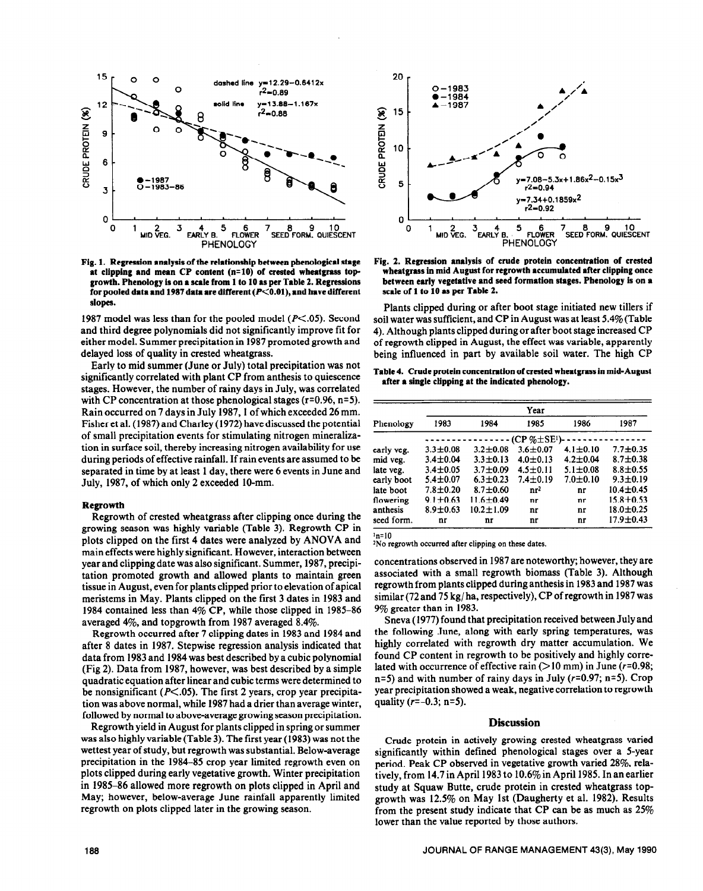Fig. 1. Regression analysis of the relationship between phenological stage at clipping and mean CP content (n=10) of crested wheatgrass topgrowth. Phenology is on a scale from 1 to 10 as per Table 2. Regressions for pooled data and 1987 data are different ($P<0.01$), and have different slopes.

Fig. 2. Regression analysis of crude protein concentration of crested wheatgrass in mid August for regrowth accumulated after clipping once between early vegetative and seed formation stages. Phenology is on a scale of 1 to 10 as per Table 2.

1987 model was less than for the pooled model ($P<.05$). Second and third degree polynomials did not significantly improve fit for either model. Summer precipitation in 1987 promoted growth and delayed loss of quality in crested wheatgrass.

Early to mid summer (June or July) total precipitation was not significantly correlated with plant CP from anthesis to quiescence stages. However, the number of rainy days in July, was correlated with CP concentration at those phenological stages ($r=0.96$, $n=5$). Rain occurred on 7 days in July 1987, 1 of which exceeded 26 mm. Fisher et al. (1987) and Charley (1972) have discussed the potential of small precipitation events for stimulating nitrogen mineralization in surface soil, thereby increasing nitrogen availability for use during periods of effective rainfall. If rain events are assumed to be separated in time by at least 1 day, there were 6 events in June and July, 1987, of which only 2 exceeded 10-mm.

### Regrowth

Regrowth of crested wheatgrass after clipping once during the growing season was highly variable (Table 3). Regrowth CP in plots clipped on the first 4 dates were analyzed by ANOVA and main effects were highly significant. However, interaction between year and clipping date was also significant. Summer, 1987, precipitation promoted growth and allowed plants to maintain green tissue in August, even for plants clipped prior to elevation of apical meristems in May. Plants clipped on the first 3 dates in 1983 and 1984 contained less than 4% CP, while those clipped in 1985–86 averaged 4%, and topgrowth from 1987 averaged 8.4%.

Regrowth occurred after 7 clipping dates in 1983 and 1984 and after 8 dates in 1987. Stepwise regression analysis indicated that data from 1983 and 1984 was best described by a cubic polynomial (Fig 2). Data from 1987, however, was best described by a simple quadratic equation after linear and cubic terms were determined to be nonsignificant ($P<.05$). The first 2 years, crop year precipitation was above normal, while 1987 had a drier than average winter, followed by normal to above-average growing season precipitation.

Regrowth yield in August for plants clipped in spring or summer was also highly variable (Table 3). The first year (1983) was not the wettest year of study, but regrowth was substantial. Below-average precipitation in the 1984–85 crop year limited regrowth even on plots clipped during early vegetative growth. Winter precipitation in 1985–86 allowed more regrowth on plots clipped in April and May; however, below-average June rainfall apparently limited regrowth on plots clipped later in the growing season.

Plants clipped during or after boot stage initiated new tillers if soil water was sufficient, and CP in August was at least 5.4% (Table 4). Although plants clipped during or after boot stage increased CP of regrowth clipped in August, the effect was variable, apparently being influenced in part by available soil water. The high CP concentrations observed in 1987 are noteworthy; however, they are associated with a small regrowth biomass (Table 3). Although regrowth from plants clipped during anthesis in 1983 and 1987 was similar (72 and 75 kg/ha, respectively), CP of regrowth in 1987 was 9% greater than in 1983.

Table 4. Crude protein concentration of crested wheatgrass in mid-August after a single clipping at the indicated phenology.

| Phenology | 1983 | 1984 | 1985 | 1986 | 1987 |
|---|---|---|---|---|---|
| | (CP %±SE[1]) | | | | |
| early veg. | 3.3±0.08 | 3.2±0.08 | 3.6±0.07 | 4.1±0.10 | 7.7±0.35 |
| mid veg. | 3.4±0.04 | 3.3±0.13 | 4.0±0.13 | 4.2±0.04 | 8.7±0.38 |
| late veg. | 3.4±0.05 | 3.7±0.09 | 4.5±0.11 | 5.1±0.08 | 8.8±0.55 |
| early boot | 5.4±0.07 | 6.3±0.23 | 7.4±0.19 | 7.0±0.10 | 9.3±0.19 |
| late boot | 7.8±0.20 | 8.7±0.60 | nr[2] | nr | 10.4±0.45 |
| flowering | 9.1±0.63 | 11.6±0.49 | nr | nr | 15.8±0.53 |
| anthesis | 8.9±0.63 | 10.2±1.09 | nr | nr | 18.0±0.25 |
| seed form. | nr | nr | nr | nr | 17.9±0.43 |

[1]n=10

[2]No regrowth occurred after clipping on these dates.

Sneva (1977) found that precipitation received between July and the following June, along with early spring temperatures, was highly correlated with regrowth dry matter accumulation. We found CP content in regrowth to be positively and highly correlated with occurrence of effective rain (>10 mm) in June ($r=0.98$; $n=5$) and with number of rainy days in July ($r=0.97$; $n=5$). Crop year precipitation showed a weak, negative correlation to regrowth quality ($r=-0.3$; $n=5$).

## Discussion

Crude protein in actively growing crested wheatgrass varied significantly within defined phenological stages over a 5-year period. Peak CP observed in vegetative growth varied 28%, relatively, from 14.7 in April 1983 to 10.6% in April 1985. In an earlier study at Squaw Butte, crude protein in crested wheatgrass topgrowth was 12.5% on May 1st (Daugherty et al. 1982). Results from the present study indicate that CP can be as much as 25% lower than the value reported by those authors.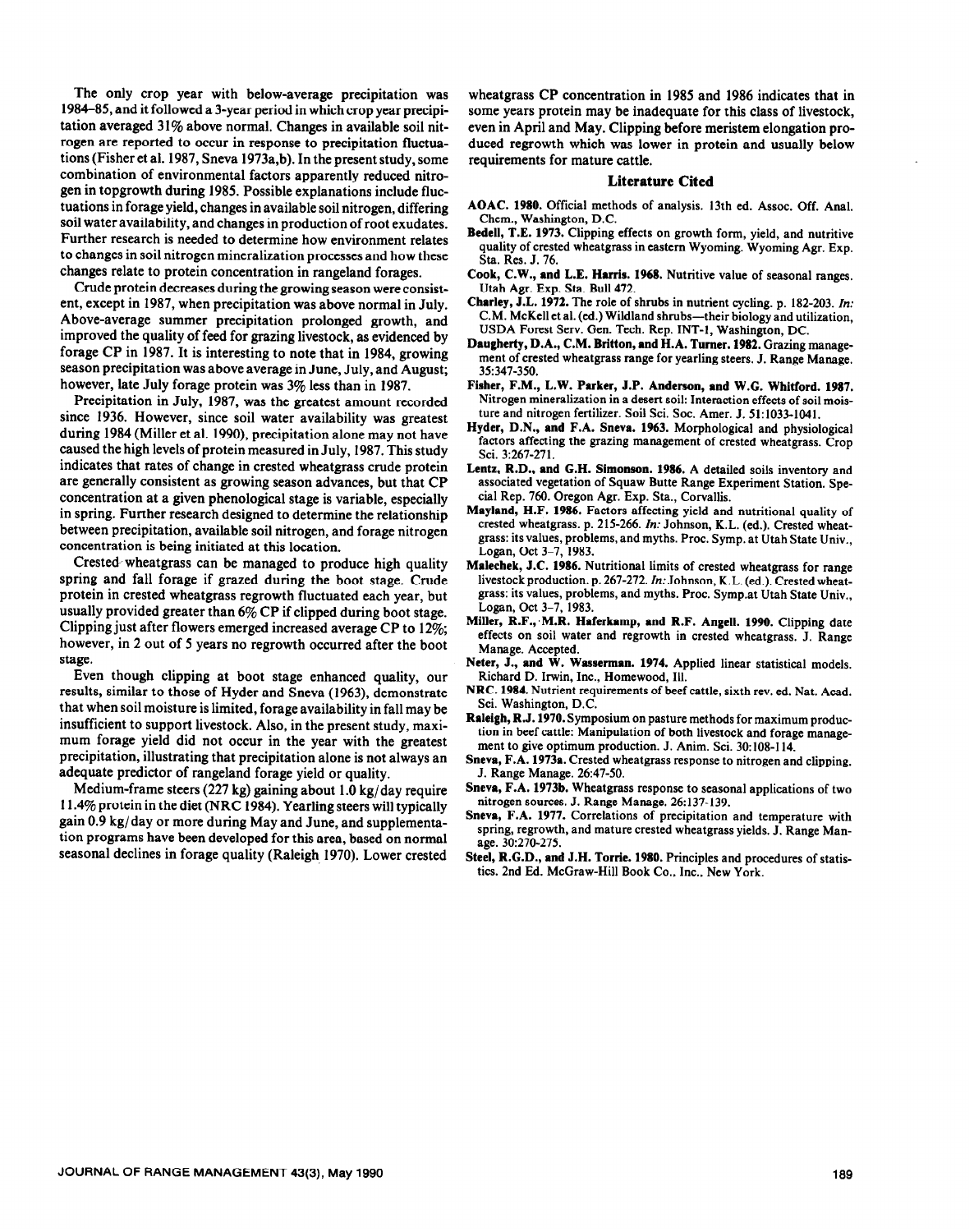The only crop year with below-average precipitation was 1984–85, and it followed a 3-year period in which crop year precipitation averaged 31% above normal. Changes in available soil nitrogen are reported to occur in response to precipitation fluctuations (Fisher et al. 1987, Sneva 1973a,b). In the present study, some combination of environmental factors apparently reduced nitrogen in topgrowth during 1985. Possible explanations include fluctuations in forage yield, changes in available soil nitrogen, differing soil water availability, and changes in production of root exudates. Further research is needed to determine how environment relates to changes in soil nitrogen mineralization processes and how these changes relate to protein concentration in rangeland forages.

Crude protein decreases during the growing season were consistent, except in 1987, when precipitation was above normal in July. Above-average summer precipitation prolonged growth, and improved the quality of feed for grazing livestock, as evidenced by forage CP in 1987. It is interesting to note that in 1984, growing season precipitation was above average in June, July, and August; however, late July forage protein was 3% less than in 1987.

Precipitation in July, 1987, was the greatest amount recorded since 1936. However, since soil water availability was greatest during 1984 (Miller et al. 1990), precipitation alone may not have caused the high levels of protein measured in July, 1987. This study indicates that rates of change in crested wheatgrass crude protein are generally consistent as growing season advances, but that CP concentration at a given phenological stage is variable, especially in spring. Further research designed to determine the relationship between precipitation, available soil nitrogen, and forage nitrogen concentration is being initiated at this location.

Crested wheatgrass can be managed to produce high quality spring and fall forage if grazed during the boot stage. Crude protein in crested wheatgrass regrowth fluctuated each year, but usually provided greater than 6% CP if clipped during boot stage. Clipping just after flowers emerged increased average CP to 12%; however, in 2 out of 5 years no regrowth occurred after the boot stage.

Even though clipping at boot stage enhanced quality, our results, similar to those of Hyder and Sneva (1963), demonstrate that when soil moisture is limited, forage availability in fall may be insufficient to support livestock. Also, in the present study, maximum forage yield did not occur in the year with the greatest precipitation, illustrating that precipitation alone is not always an adequate predictor of rangeland forage yield or quality.

Medium-frame steers (227 kg) gaining about 1.0 kg/day require 11.4% protein in the diet (NRC 1984). Yearling steers will typically gain 0.9 kg/day or more during May and June, and supplementation programs have been developed for this area, based on normal seasonal declines in forage quality (Raleigh 1970). Lower crested wheatgrass CP concentration in 1985 and 1986 indicates that in some years protein may be inadequate for this class of livestock, even in April and May. Clipping before meristem elongation produced regrowth which was lower in protein and usually below requirements for mature cattle.

## Literature Cited

**AOAC. 1980.** Official methods of analysis. 13th ed. Assoc. Off. Anal. Chem., Washington, D.C.

**Bedell, T.E. 1973.** Clipping effects on growth form, yield, and nutritive quality of crested wheatgrass in eastern Wyoming. Wyoming Agr. Exp. Sta. Res. J. 76.

**Cook, C.W., and L.E. Harris. 1968.** Nutritive value of seasonal ranges. Utah Agr. Exp. Sta. Bull 472.

**Charley, J.L. 1972.** The role of shrubs in nutrient cycling. p. 182-203. *In:* C.M. McKell et al. (ed.) Wildland shrubs—their biology and utilization, USDA Forest Serv. Gen. Tech. Rep. INT-1, Washington, DC.

**Daugherty, D.A., C.M. Britton, and H.A. Turner. 1982.** Grazing management of crested wheatgrass range for yearling steers. J. Range Manage. 35:347-350.

**Fisher, F.M., L.W. Parker, J.P. Anderson, and W.G. Whitford. 1987.** Nitrogen mineralization in a desert soil: Interaction effects of soil moisture and nitrogen fertilizer. Soil Sci. Soc. Amer. J. 51:1033-1041.

**Hyder, D.N., and F.A. Sneva. 1963.** Morphological and physiological factors affecting the grazing management of crested wheatgrass. Crop Sci. 3:267-271.

**Lentz, R.D., and G.H. Simonson. 1986.** A detailed soils inventory and associated vegetation of Squaw Butte Range Experiment Station. Special Rep. 760. Oregon Agr. Exp. Sta., Corvallis.

**Mayland, H.F. 1986.** Factors affecting yield and nutritional quality of crested wheatgrass. p. 215-266. *In:* Johnson, K.L. (ed.). Crested wheatgrass: its values, problems, and myths. Proc. Symp. at Utah State Univ., Logan, Oct 3–7, 1983.

**Malechek, J.C. 1986.** Nutritional limits of crested wheatgrass for range livestock production. p. 267-272. *In:* Johnson, K.L. (ed.). Crested wheatgrass: its values, problems, and myths. Proc. Symp.at Utah State Univ., Logan, Oct 3–7, 1983.

**Miller, R.F., M.R. Haferkamp, and R.F. Angell. 1990.** Clipping date effects on soil water and regrowth in crested wheatgrass. J. Range Manage. Accepted.

**Neter, J., and W. Wasserman. 1974.** Applied linear statistical models. Richard D. Irwin, Inc., Homewood, Ill.

**NRC. 1984.** Nutrient requirements of beef cattle, sixth rev. ed. Nat. Acad. Sci. Washington, D.C.

**Raleigh, R.J. 1970.** Symposium on pasture methods for maximum production in beef cattle: Manipulation of both livestock and forage management to give optimum production. J. Anim. Sci. 30:108-114.

**Sneva, F.A. 1973a.** Crested wheatgrass response to nitrogen and clipping. J. Range Manage. 26:47-50.

**Sneva, F.A. 1973b.** Wheatgrass response to seasonal applications of two nitrogen sources. J. Range Manage. 26:137-139.

**Sneva, F.A. 1977.** Correlations of precipitation and temperature with spring, regrowth, and mature crested wheatgrass yields. J. Range Manage. 30:270-275.

**Steel, R.G.D., and J.H. Torrie. 1980.** Principles and procedures of statistics. 2nd Ed. McGraw-Hill Book Co., Inc., New York.